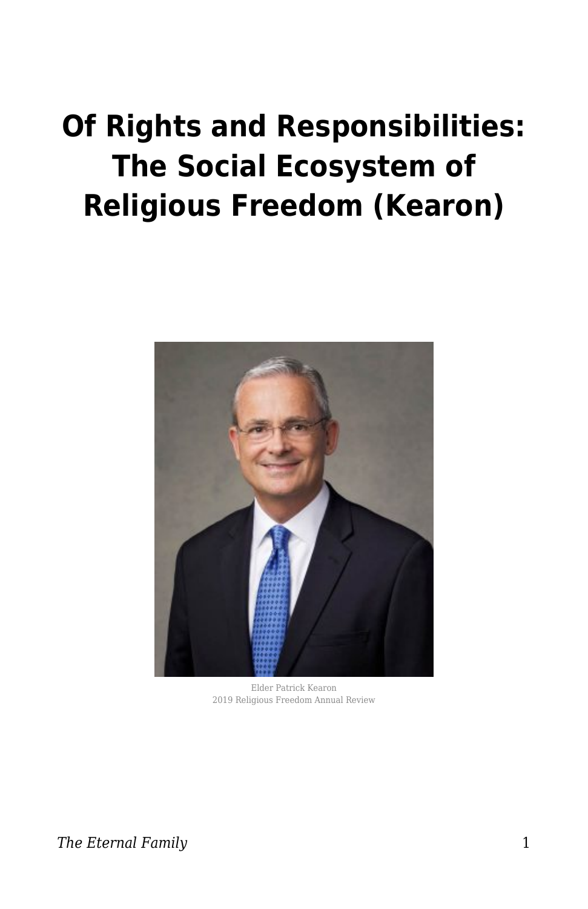# Of Rights and Responsibilities: The Social Ecosystem of Religious Freedom (Kearon)

Elder Patrick Kearon
2019 Religious Freedom Annual Review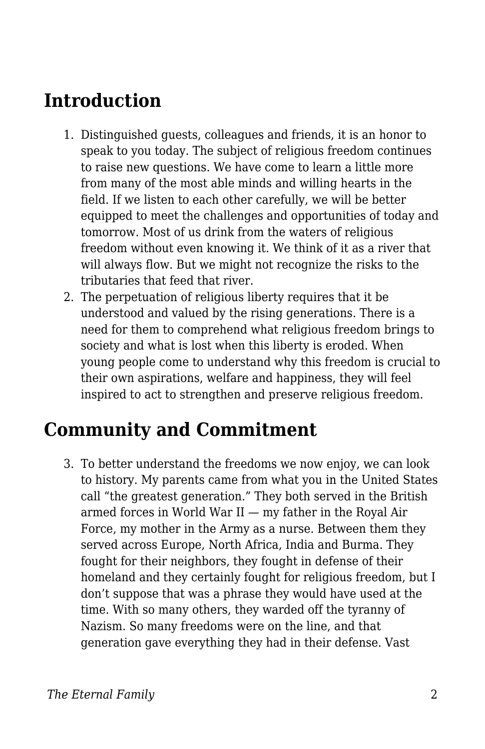## Introduction

1. Distinguished guests, colleagues and friends, it is an honor to speak to you today. The subject of religious freedom continues to raise new questions. We have come to learn a little more from many of the most able minds and willing hearts in the field. If we listen to each other carefully, we will be better equipped to meet the challenges and opportunities of today and tomorrow. Most of us drink from the waters of religious freedom without even knowing it. We think of it as a river that will always flow. But we might not recognize the risks to the tributaries that feed that river.
2. The perpetuation of religious liberty requires that it be understood and valued by the rising generations. There is a need for them to comprehend what religious freedom brings to society and what is lost when this liberty is eroded. When young people come to understand why this freedom is crucial to their own aspirations, welfare and happiness, they will feel inspired to act to strengthen and preserve religious freedom.

## Community and Commitment

3. To better understand the freedoms we now enjoy, we can look to history. My parents came from what you in the United States call "the greatest generation." They both served in the British armed forces in World War II — my father in the Royal Air Force, my mother in the Army as a nurse. Between them they served across Europe, North Africa, India and Burma. They fought for their neighbors, they fought in defense of their homeland and they certainly fought for religious freedom, but I don't suppose that was a phrase they would have used at the time. With so many others, they warded off the tyranny of Nazism. So many freedoms were on the line, and that generation gave everything they had in their defense. Vast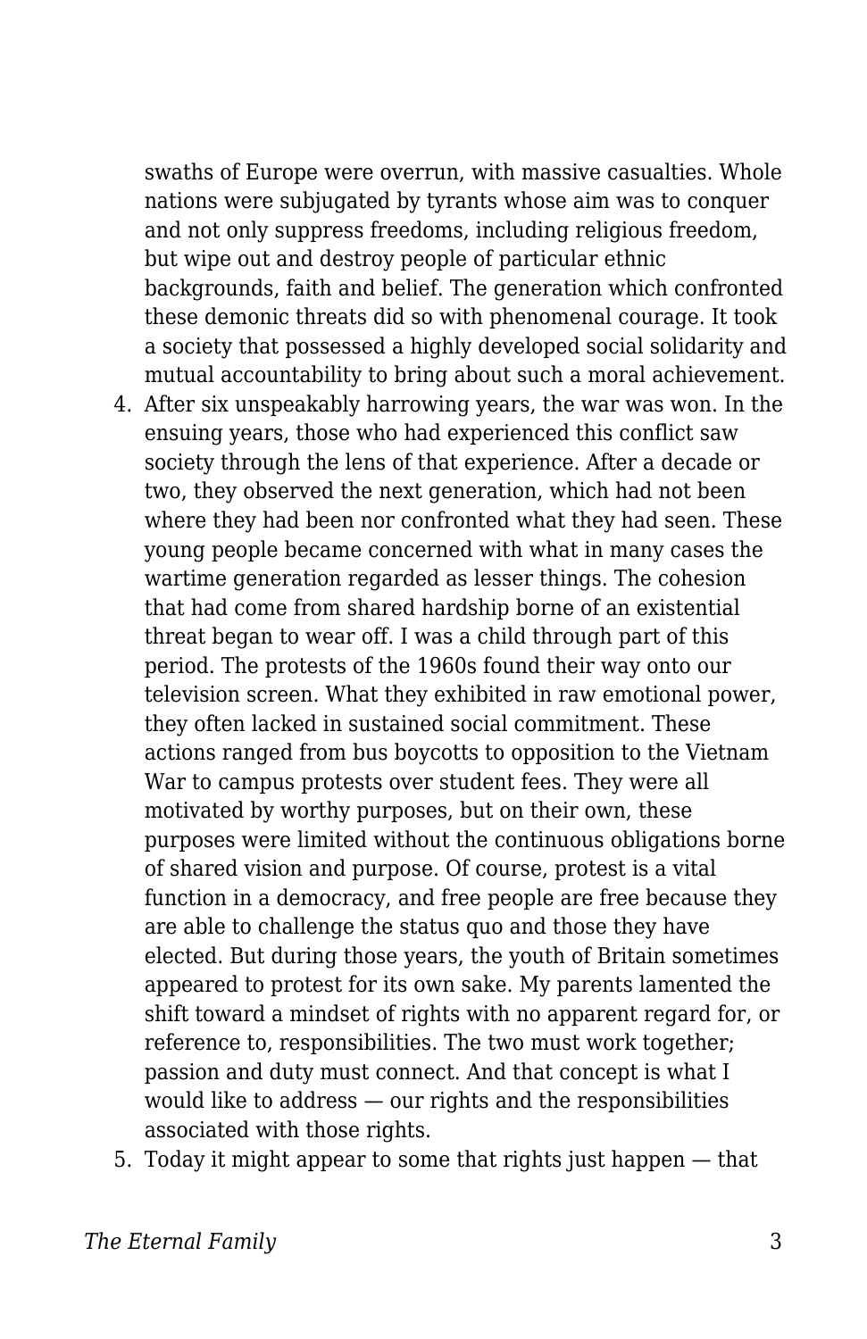swaths of Europe were overrun, with massive casualties. Whole nations were subjugated by tyrants whose aim was to conquer and not only suppress freedoms, including religious freedom, but wipe out and destroy people of particular ethnic backgrounds, faith and belief. The generation which confronted these demonic threats did so with phenomenal courage. It took a society that possessed a highly developed social solidarity and mutual accountability to bring about such a moral achievement.

4. After six unspeakably harrowing years, the war was won. In the ensuing years, those who had experienced this conflict saw society through the lens of that experience. After a decade or two, they observed the next generation, which had not been where they had been nor confronted what they had seen. These young people became concerned with what in many cases the wartime generation regarded as lesser things. The cohesion that had come from shared hardship borne of an existential threat began to wear off. I was a child through part of this period. The protests of the 1960s found their way onto our television screen. What they exhibited in raw emotional power, they often lacked in sustained social commitment. These actions ranged from bus boycotts to opposition to the Vietnam War to campus protests over student fees. They were all motivated by worthy purposes, but on their own, these purposes were limited without the continuous obligations borne of shared vision and purpose. Of course, protest is a vital function in a democracy, and free people are free because they are able to challenge the status quo and those they have elected. But during those years, the youth of Britain sometimes appeared to protest for its own sake. My parents lamented the shift toward a mindset of rights with no apparent regard for, or reference to, responsibilities. The two must work together; passion and duty must connect. And that concept is what I would like to address — our rights and the responsibilities associated with those rights.
5. Today it might appear to some that rights just happen — that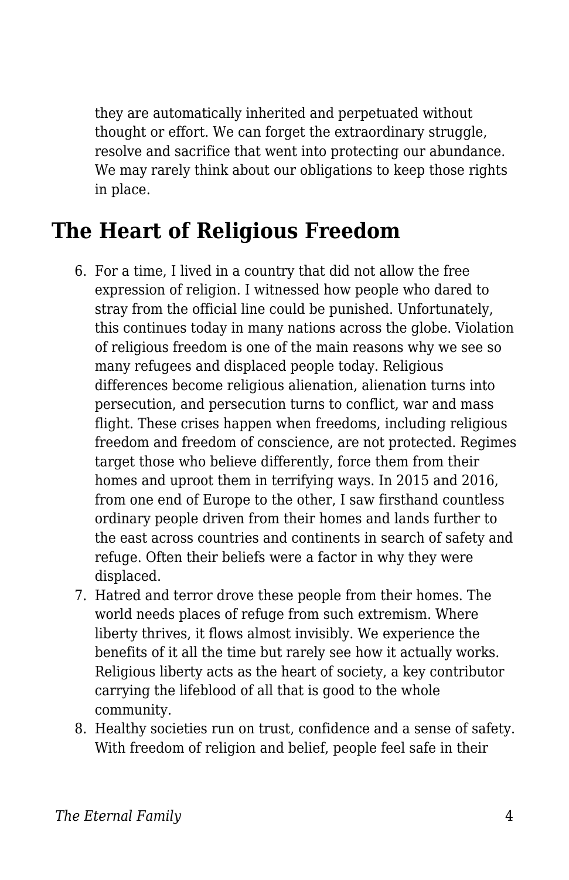they are automatically inherited and perpetuated without thought or effort. We can forget the extraordinary struggle, resolve and sacrifice that went into protecting our abundance. We may rarely think about our obligations to keep those rights in place.

## The Heart of Religious Freedom

6. For a time, I lived in a country that did not allow the free expression of religion. I witnessed how people who dared to stray from the official line could be punished. Unfortunately, this continues today in many nations across the globe. Violation of religious freedom is one of the main reasons why we see so many refugees and displaced people today. Religious differences become religious alienation, alienation turns into persecution, and persecution turns to conflict, war and mass flight. These crises happen when freedoms, including religious freedom and freedom of conscience, are not protected. Regimes target those who believe differently, force them from their homes and uproot them in terrifying ways. In 2015 and 2016, from one end of Europe to the other, I saw firsthand countless ordinary people driven from their homes and lands further to the east across countries and continents in search of safety and refuge. Often their beliefs were a factor in why they were displaced.
7. Hatred and terror drove these people from their homes. The world needs places of refuge from such extremism. Where liberty thrives, it flows almost invisibly. We experience the benefits of it all the time but rarely see how it actually works. Religious liberty acts as the heart of society, a key contributor carrying the lifeblood of all that is good to the whole community.
8. Healthy societies run on trust, confidence and a sense of safety. With freedom of religion and belief, people feel safe in their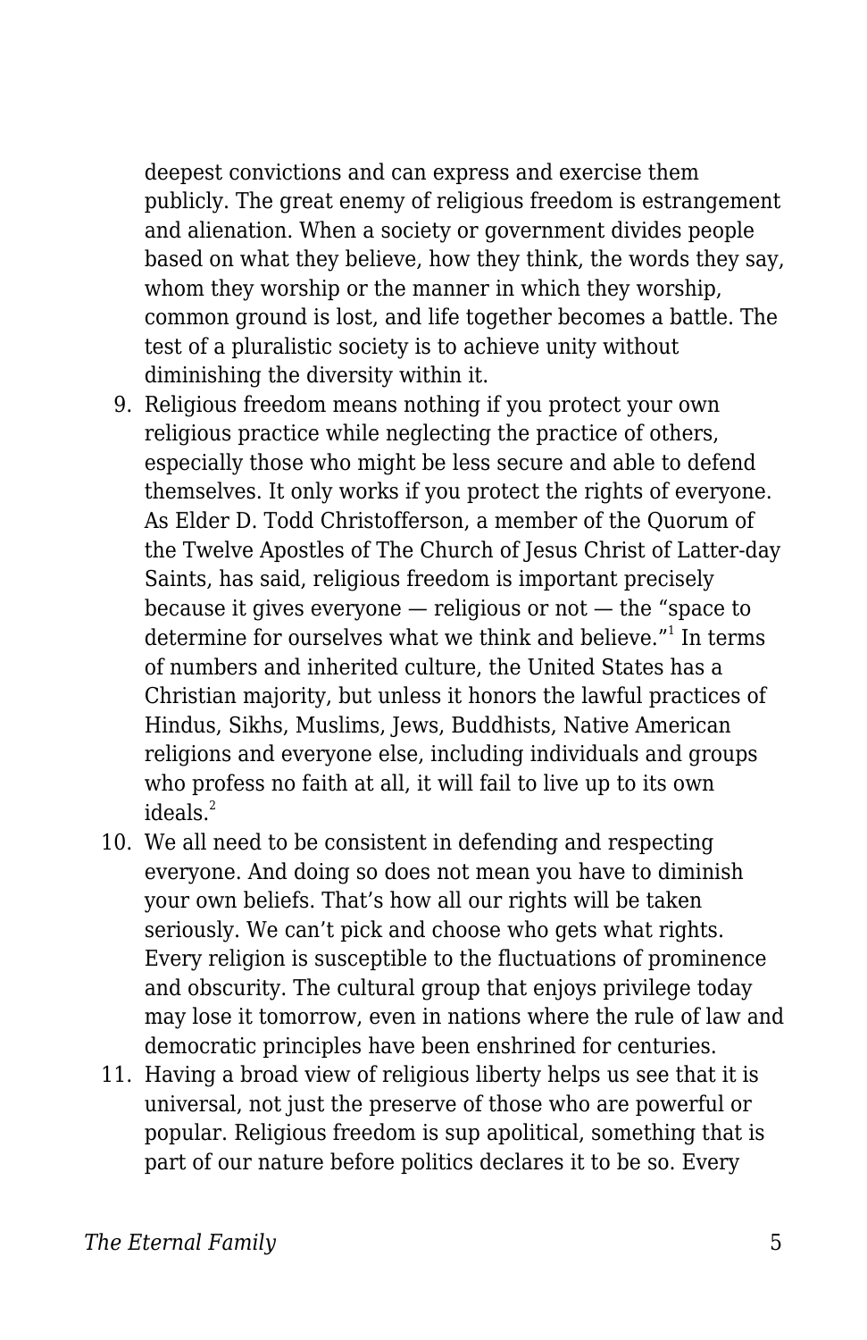deepest convictions and can express and exercise them publicly. The great enemy of religious freedom is estrangement and alienation. When a society or government divides people based on what they believe, how they think, the words they say, whom they worship or the manner in which they worship, common ground is lost, and life together becomes a battle. The test of a pluralistic society is to achieve unity without diminishing the diversity within it.

9. Religious freedom means nothing if you protect your own religious practice while neglecting the practice of others, especially those who might be less secure and able to defend themselves. It only works if you protect the rights of everyone. As Elder D. Todd Christofferson, a member of the Quorum of the Twelve Apostles of The Church of Jesus Christ of Latter-day Saints, has said, religious freedom is important precisely because it gives everyone — religious or not — the "space to determine for ourselves what we think and believe."[1] In terms of numbers and inherited culture, the United States has a Christian majority, but unless it honors the lawful practices of Hindus, Sikhs, Muslims, Jews, Buddhists, Native American religions and everyone else, including individuals and groups who profess no faith at all, it will fail to live up to its own ideals.[2]
10. We all need to be consistent in defending and respecting everyone. And doing so does not mean you have to diminish your own beliefs. That's how all our rights will be taken seriously. We can't pick and choose who gets what rights. Every religion is susceptible to the fluctuations of prominence and obscurity. The cultural group that enjoys privilege today may lose it tomorrow, even in nations where the rule of law and democratic principles have been enshrined for centuries.
11. Having a broad view of religious liberty helps us see that it is universal, not just the preserve of those who are powerful or popular. Religious freedom is sup apolitical, something that is part of our nature before politics declares it to be so. Every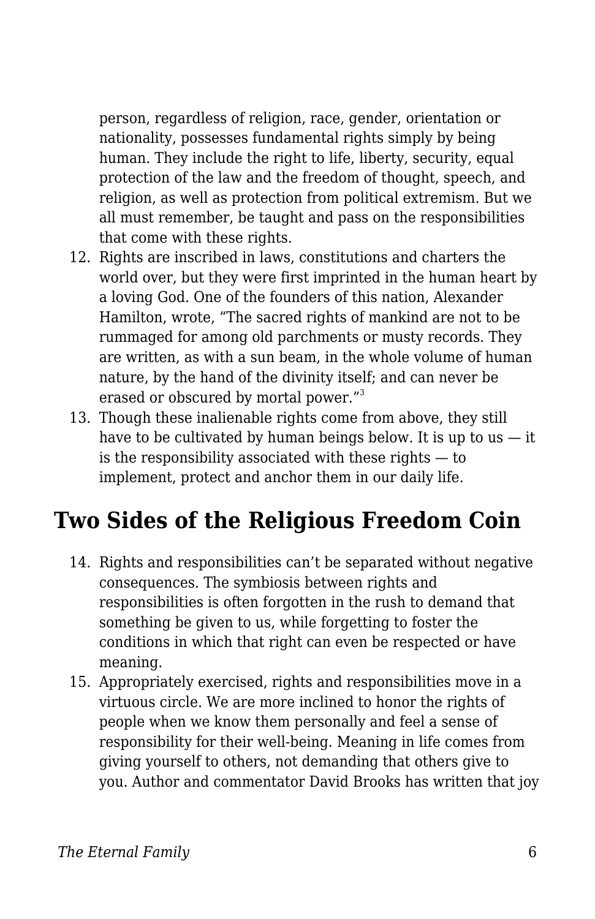person, regardless of religion, race, gender, orientation or nationality, possesses fundamental rights simply by being human. They include the right to life, liberty, security, equal protection of the law and the freedom of thought, speech, and religion, as well as protection from political extremism. But we all must remember, be taught and pass on the responsibilities that come with these rights.

12. Rights are inscribed in laws, constitutions and charters the world over, but they were first imprinted in the human heart by a loving God. One of the founders of this nation, Alexander Hamilton, wrote, "The sacred rights of mankind are not to be rummaged for among old parchments or musty records. They are written, as with a sun beam, in the whole volume of human nature, by the hand of the divinity itself; and can never be erased or obscured by mortal power."[3]
13. Though these inalienable rights come from above, they still have to be cultivated by human beings below. It is up to us — it is the responsibility associated with these rights — to implement, protect and anchor them in our daily life.

## Two Sides of the Religious Freedom Coin

14. Rights and responsibilities can't be separated without negative consequences. The symbiosis between rights and responsibilities is often forgotten in the rush to demand that something be given to us, while forgetting to foster the conditions in which that right can even be respected or have meaning.
15. Appropriately exercised, rights and responsibilities move in a virtuous circle. We are more inclined to honor the rights of people when we know them personally and feel a sense of responsibility for their well-being. Meaning in life comes from giving yourself to others, not demanding that others give to you. Author and commentator David Brooks has written that joy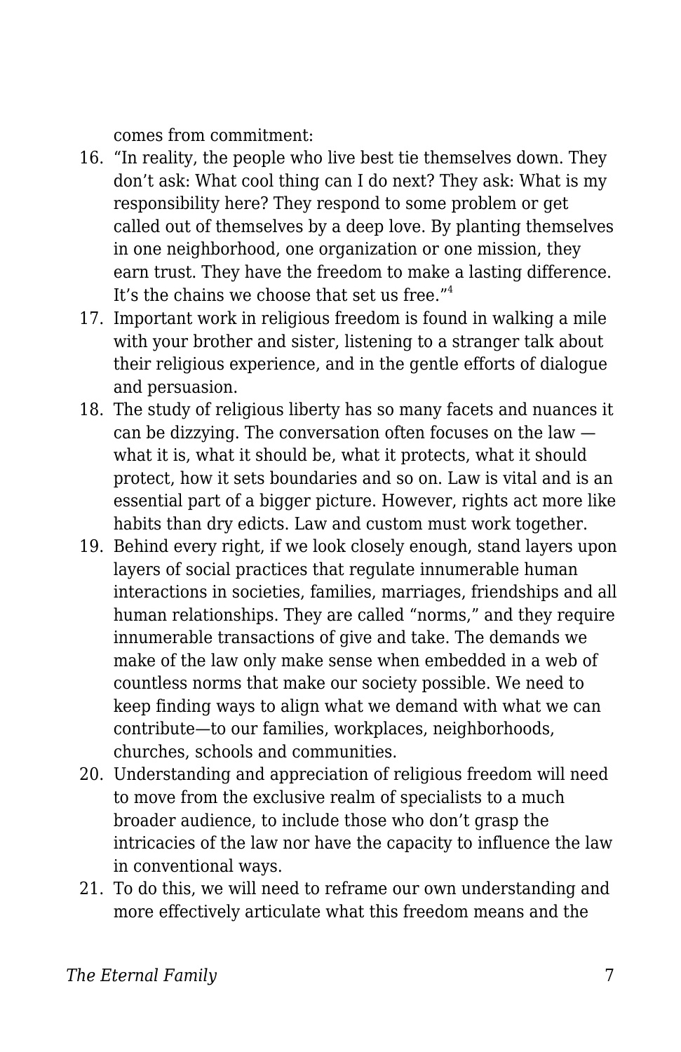comes from commitment:

16. "In reality, the people who live best tie themselves down. They don't ask: What cool thing can I do next? They ask: What is my responsibility here? They respond to some problem or get called out of themselves by a deep love. By planting themselves in one neighborhood, one organization or one mission, they earn trust. They have the freedom to make a lasting difference. It's the chains we choose that set us free."[4]
17. Important work in religious freedom is found in walking a mile with your brother and sister, listening to a stranger talk about their religious experience, and in the gentle efforts of dialogue and persuasion.
18. The study of religious liberty has so many facets and nuances it can be dizzying. The conversation often focuses on the law — what it is, what it should be, what it protects, what it should protect, how it sets boundaries and so on. Law is vital and is an essential part of a bigger picture. However, rights act more like habits than dry edicts. Law and custom must work together.
19. Behind every right, if we look closely enough, stand layers upon layers of social practices that regulate innumerable human interactions in societies, families, marriages, friendships and all human relationships. They are called "norms," and they require innumerable transactions of give and take. The demands we make of the law only make sense when embedded in a web of countless norms that make our society possible. We need to keep finding ways to align what we demand with what we can contribute—to our families, workplaces, neighborhoods, churches, schools and communities.
20. Understanding and appreciation of religious freedom will need to move from the exclusive realm of specialists to a much broader audience, to include those who don't grasp the intricacies of the law nor have the capacity to influence the law in conventional ways.
21. To do this, we will need to reframe our own understanding and more effectively articulate what this freedom means and the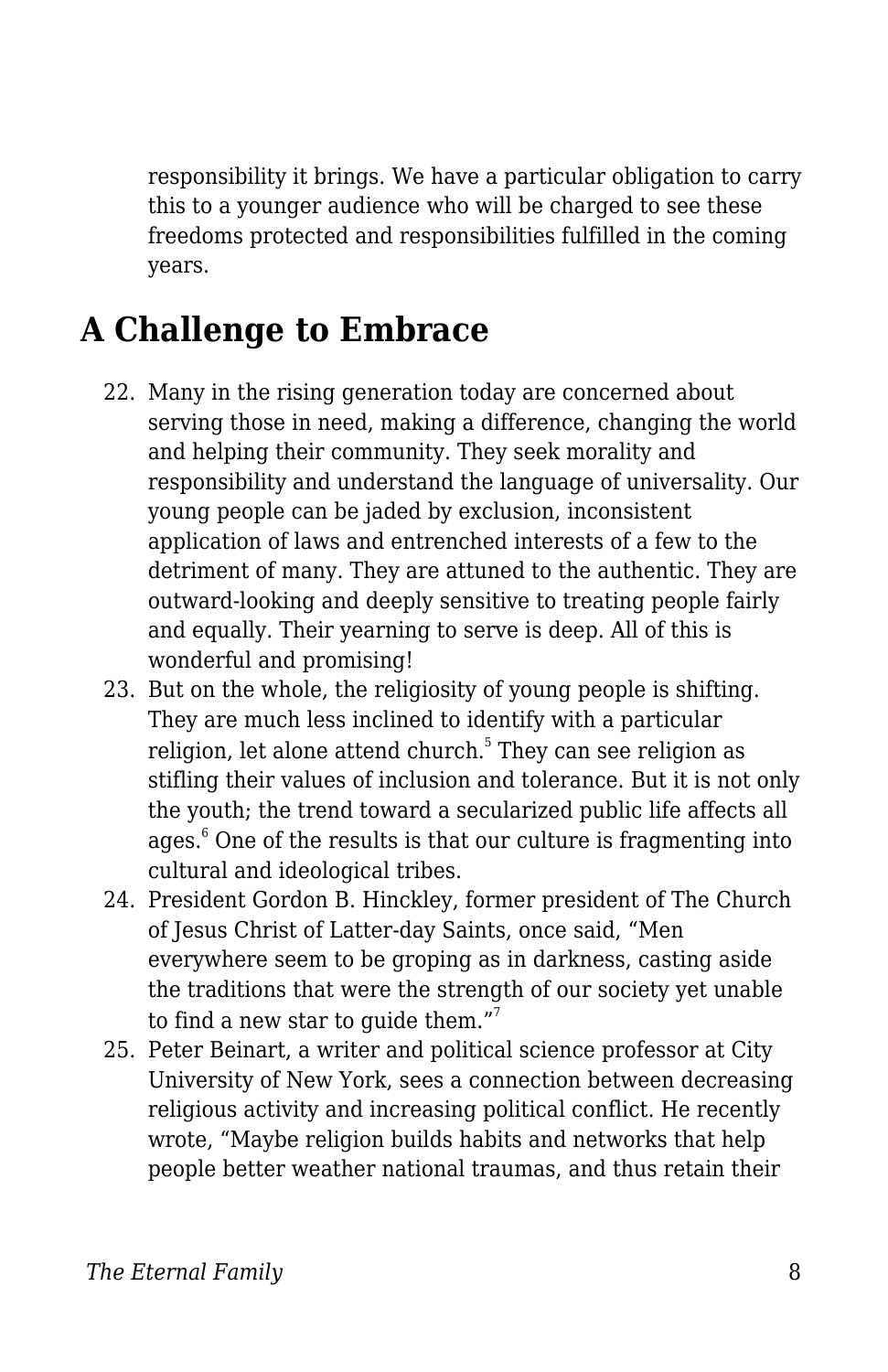responsibility it brings. We have a particular obligation to carry this to a younger audience who will be charged to see these freedoms protected and responsibilities fulfilled in the coming years.

## A Challenge to Embrace

22. Many in the rising generation today are concerned about serving those in need, making a difference, changing the world and helping their community. They seek morality and responsibility and understand the language of universality. Our young people can be jaded by exclusion, inconsistent application of laws and entrenched interests of a few to the detriment of many. They are attuned to the authentic. They are outward-looking and deeply sensitive to treating people fairly and equally. Their yearning to serve is deep. All of this is wonderful and promising!
23. But on the whole, the religiosity of young people is shifting. They are much less inclined to identify with a particular religion, let alone attend church.[5] They can see religion as stifling their values of inclusion and tolerance. But it is not only the youth; the trend toward a secularized public life affects all ages.[6] One of the results is that our culture is fragmenting into cultural and ideological tribes.
24. President Gordon B. Hinckley, former president of The Church of Jesus Christ of Latter-day Saints, once said, "Men everywhere seem to be groping as in darkness, casting aside the traditions that were the strength of our society yet unable to find a new star to guide them."[7]
25. Peter Beinart, a writer and political science professor at City University of New York, sees a connection between decreasing religious activity and increasing political conflict. He recently wrote, "Maybe religion builds habits and networks that help people better weather national traumas, and thus retain their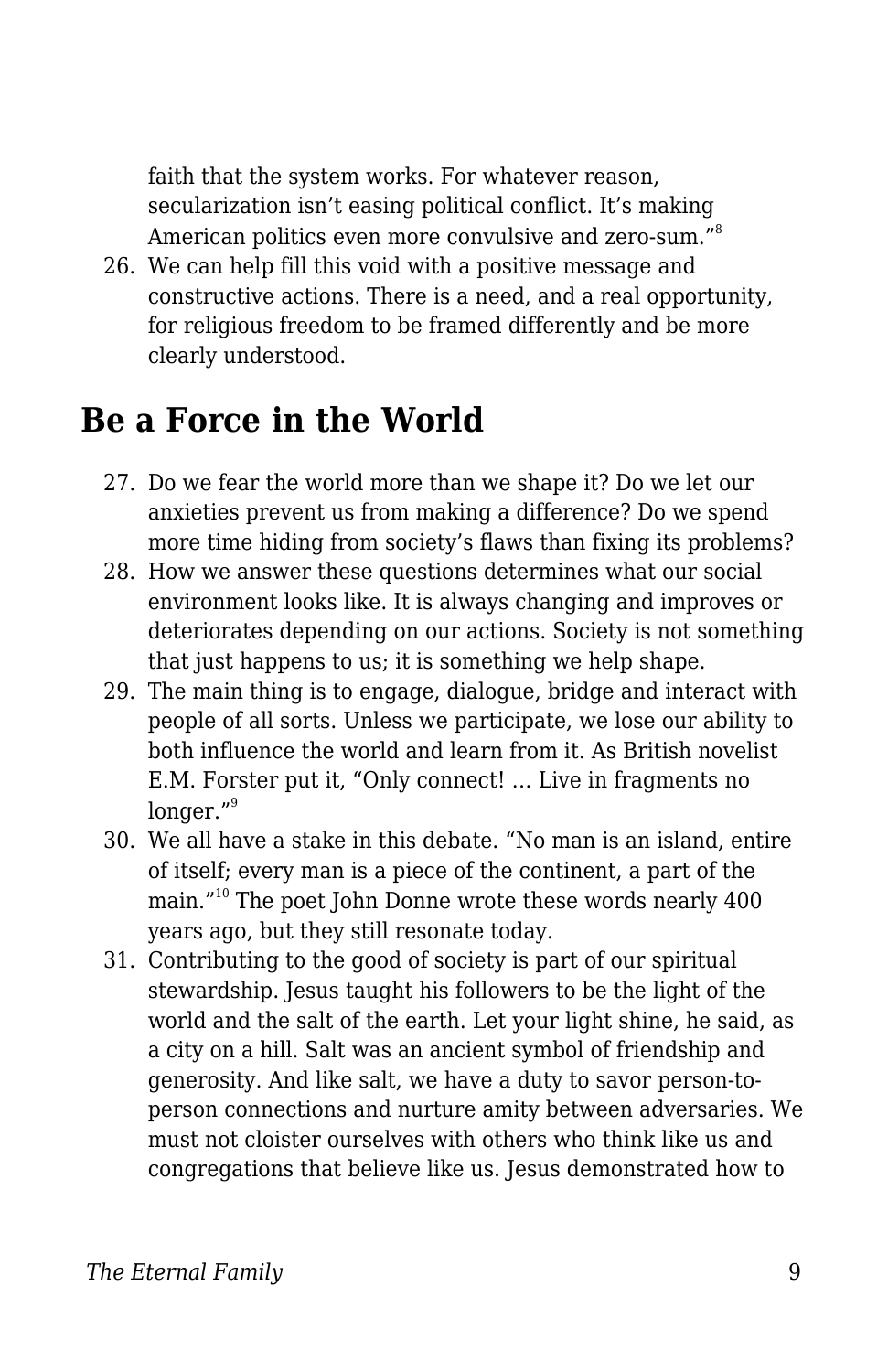faith that the system works. For whatever reason, secularization isn't easing political conflict. It's making American politics even more convulsive and zero-sum."[8]

26. We can help fill this void with a positive message and constructive actions. There is a need, and a real opportunity, for religious freedom to be framed differently and be more clearly understood.

## Be a Force in the World

27. Do we fear the world more than we shape it? Do we let our anxieties prevent us from making a difference? Do we spend more time hiding from society's flaws than fixing its problems?
28. How we answer these questions determines what our social environment looks like. It is always changing and improves or deteriorates depending on our actions. Society is not something that just happens to us; it is something we help shape.
29. The main thing is to engage, dialogue, bridge and interact with people of all sorts. Unless we participate, we lose our ability to both influence the world and learn from it. As British novelist E.M. Forster put it, "Only connect! … Live in fragments no longer."[9]
30. We all have a stake in this debate. "No man is an island, entire of itself; every man is a piece of the continent, a part of the main."[10] The poet John Donne wrote these words nearly 400 years ago, but they still resonate today.
31. Contributing to the good of society is part of our spiritual stewardship. Jesus taught his followers to be the light of the world and the salt of the earth. Let your light shine, he said, as a city on a hill. Salt was an ancient symbol of friendship and generosity. And like salt, we have a duty to savor person-to-person connections and nurture amity between adversaries. We must not cloister ourselves with others who think like us and congregations that believe like us. Jesus demonstrated how to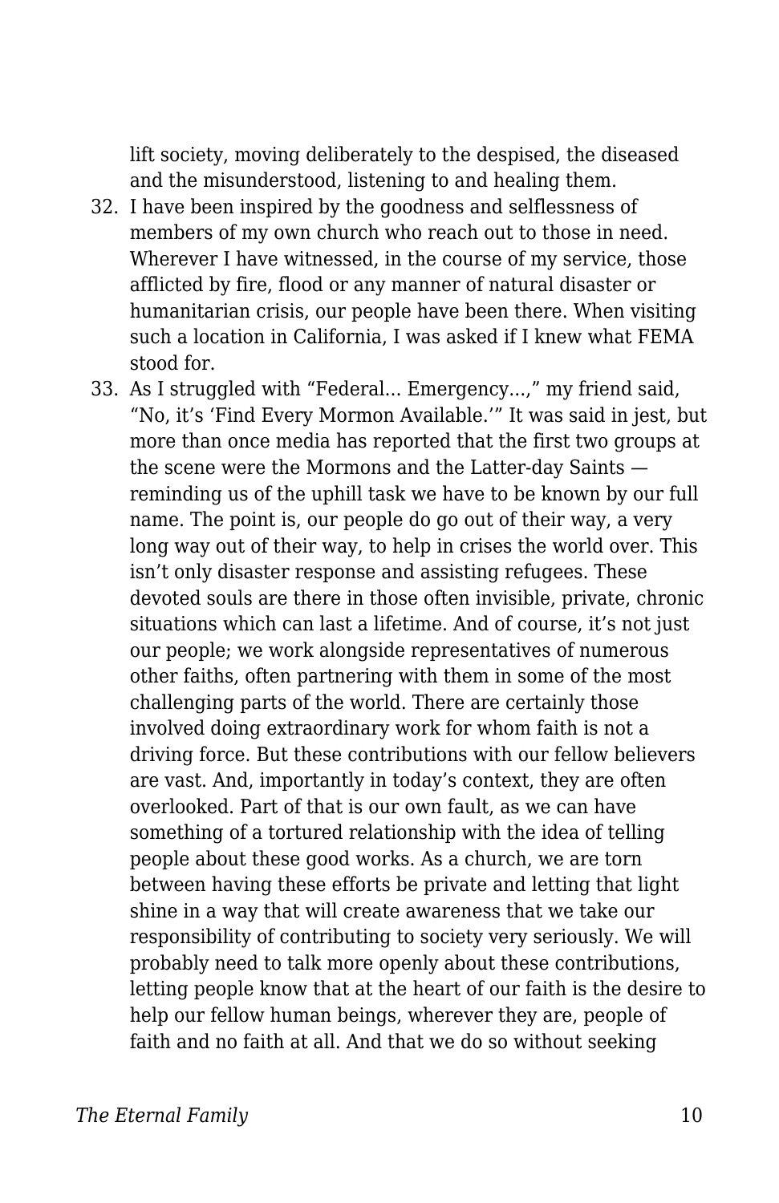lift society, moving deliberately to the despised, the diseased and the misunderstood, listening to and healing them.

32. I have been inspired by the goodness and selflessness of members of my own church who reach out to those in need. Wherever I have witnessed, in the course of my service, those afflicted by fire, flood or any manner of natural disaster or humanitarian crisis, our people have been there. When visiting such a location in California, I was asked if I knew what FEMA stood for.
33. As I struggled with "Federal... Emergency...," my friend said, "No, it's 'Find Every Mormon Available.'" It was said in jest, but more than once media has reported that the first two groups at the scene were the Mormons and the Latter-day Saints — reminding us of the uphill task we have to be known by our full name. The point is, our people do go out of their way, a very long way out of their way, to help in crises the world over. This isn't only disaster response and assisting refugees. These devoted souls are there in those often invisible, private, chronic situations which can last a lifetime. And of course, it's not just our people; we work alongside representatives of numerous other faiths, often partnering with them in some of the most challenging parts of the world. There are certainly those involved doing extraordinary work for whom faith is not a driving force. But these contributions with our fellow believers are vast. And, importantly in today's context, they are often overlooked. Part of that is our own fault, as we can have something of a tortured relationship with the idea of telling people about these good works. As a church, we are torn between having these efforts be private and letting that light shine in a way that will create awareness that we take our responsibility of contributing to society very seriously. We will probably need to talk more openly about these contributions, letting people know that at the heart of our faith is the desire to help our fellow human beings, wherever they are, people of faith and no faith at all. And that we do so without seeking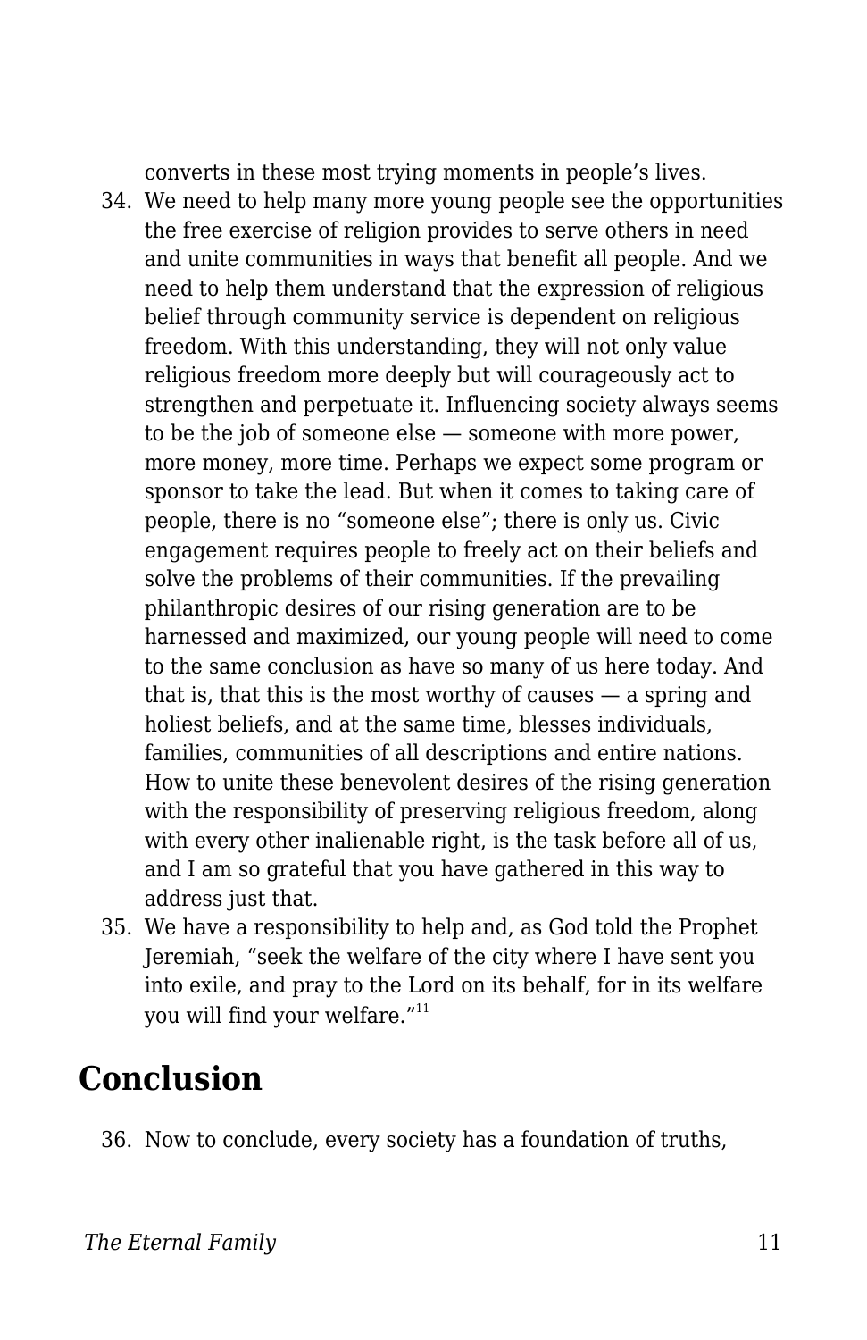converts in these most trying moments in people's lives.

34. We need to help many more young people see the opportunities the free exercise of religion provides to serve others in need and unite communities in ways that benefit all people. And we need to help them understand that the expression of religious belief through community service is dependent on religious freedom. With this understanding, they will not only value religious freedom more deeply but will courageously act to strengthen and perpetuate it. Influencing society always seems to be the job of someone else — someone with more power, more money, more time. Perhaps we expect some program or sponsor to take the lead. But when it comes to taking care of people, there is no "someone else"; there is only us. Civic engagement requires people to freely act on their beliefs and solve the problems of their communities. If the prevailing philanthropic desires of our rising generation are to be harnessed and maximized, our young people will need to come to the same conclusion as have so many of us here today. And that is, that this is the most worthy of causes — a spring and holiest beliefs, and at the same time, blesses individuals, families, communities of all descriptions and entire nations. How to unite these benevolent desires of the rising generation with the responsibility of preserving religious freedom, along with every other inalienable right, is the task before all of us, and I am so grateful that you have gathered in this way to address just that.
35. We have a responsibility to help and, as God told the Prophet Jeremiah, "seek the welfare of the city where I have sent you into exile, and pray to the Lord on its behalf, for in its welfare you will find your welfare."[11]

## Conclusion

36. Now to conclude, every society has a foundation of truths,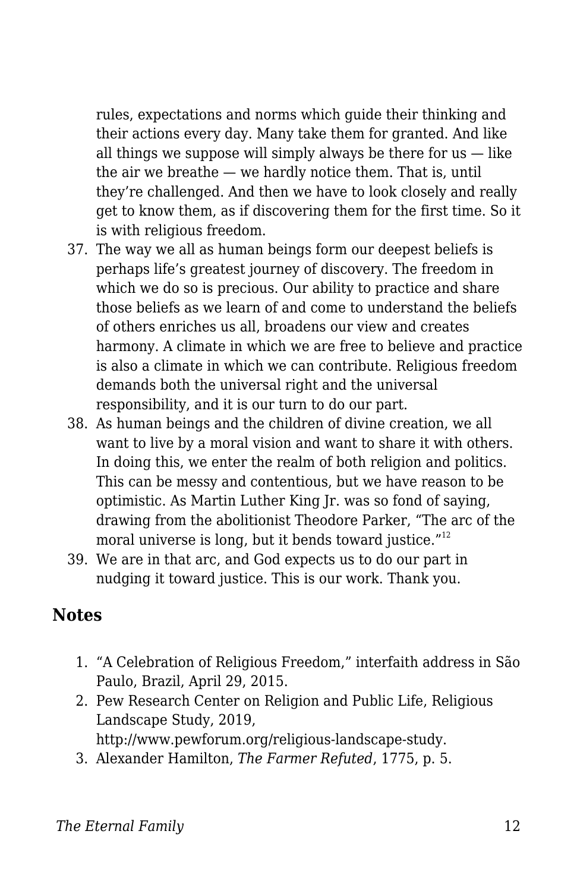rules, expectations and norms which guide their thinking and their actions every day. Many take them for granted. And like all things we suppose will simply always be there for us — like the air we breathe — we hardly notice them. That is, until they're challenged. And then we have to look closely and really get to know them, as if discovering them for the first time. So it is with religious freedom.

37. The way we all as human beings form our deepest beliefs is perhaps life's greatest journey of discovery. The freedom in which we do so is precious. Our ability to practice and share those beliefs as we learn of and come to understand the beliefs of others enriches us all, broadens our view and creates harmony. A climate in which we are free to believe and practice is also a climate in which we can contribute. Religious freedom demands both the universal right and the universal responsibility, and it is our turn to do our part.
38. As human beings and the children of divine creation, we all want to live by a moral vision and want to share it with others. In doing this, we enter the realm of both religion and politics. This can be messy and contentious, but we have reason to be optimistic. As Martin Luther King Jr. was so fond of saying, drawing from the abolitionist Theodore Parker, "The arc of the moral universe is long, but it bends toward justice."[12]
39. We are in that arc, and God expects us to do our part in nudging it toward justice. This is our work. Thank you.

## Notes

1. "A Celebration of Religious Freedom," interfaith address in São Paulo, Brazil, April 29, 2015.
2. Pew Research Center on Religion and Public Life, Religious Landscape Study, 2019, http://www.pewforum.org/religious-landscape-study.
3. Alexander Hamilton, *The Farmer Refuted*, 1775, p. 5.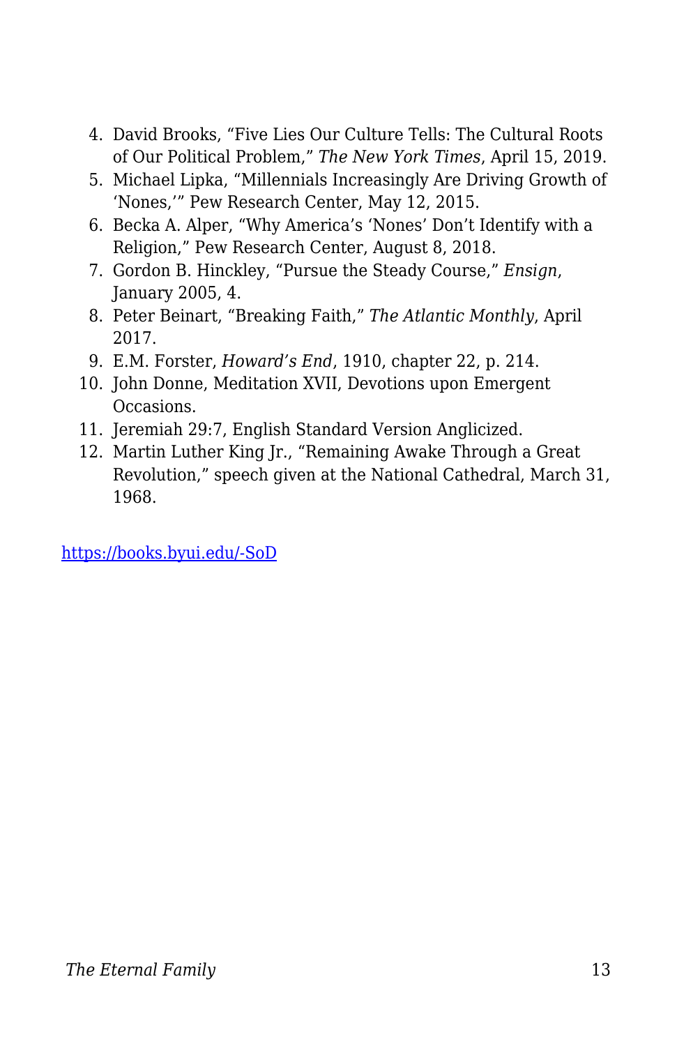4. David Brooks, “Five Lies Our Culture Tells: The Cultural Roots of Our Political Problem,” *The New York Times*, April 15, 2019.
5. Michael Lipka, “Millennials Increasingly Are Driving Growth of ‘Nones,’” Pew Research Center, May 12, 2015.
6. Becka A. Alper, “Why America’s ‘Nones’ Don’t Identify with a Religion,” Pew Research Center, August 8, 2018.
7. Gordon B. Hinckley, “Pursue the Steady Course,” *Ensign*, January 2005, 4.
8. Peter Beinart, “Breaking Faith,” *The Atlantic Monthly*, April 2017.
9. E.M. Forster, *Howard’s End*, 1910, chapter 22, p. 214.
10. John Donne, Meditation XVII, Devotions upon Emergent Occasions.
11. Jeremiah 29:7, English Standard Version Anglicized.
12. Martin Luther King Jr., “Remaining Awake Through a Great Revolution,” speech given at the National Cathedral, March 31, 1968.

[https://books.byui.edu/-SoD](https://books.byui.edu/-SoD)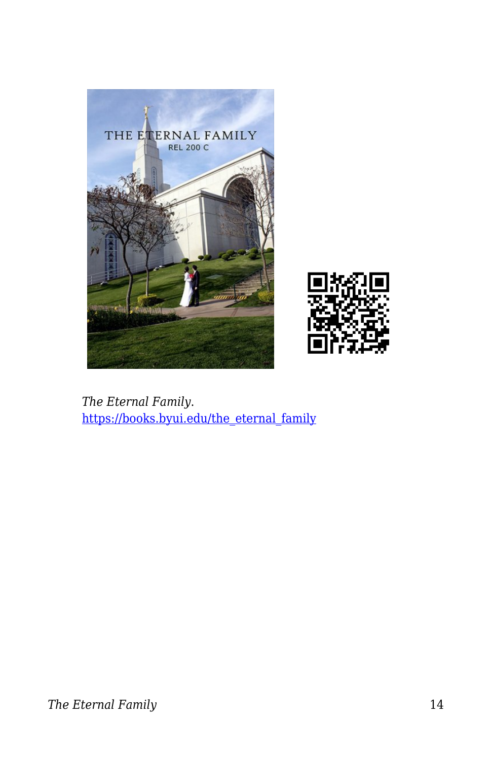*The Eternal Family.*
[https://books.byui.edu/the_eternal_family](https://books.byui.edu/the_eternal_family)